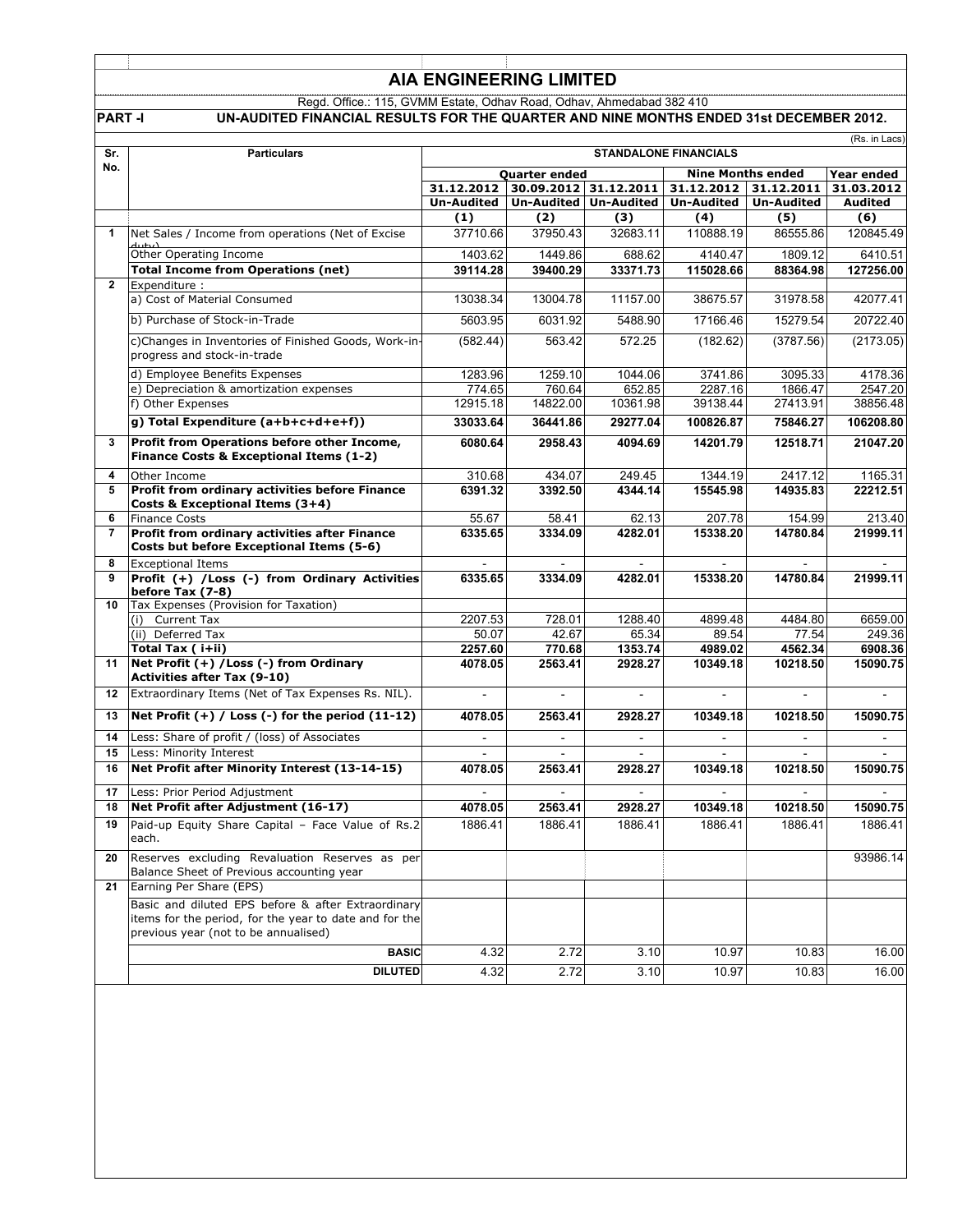# AIA ENGINEERING LIMITED

Regd. Office.: 115, GVMM Estate, Odhav Road, Odhav, Ahmedabad 382 410

**PART -I UN-AUDITED FINANCIAL RESULTS FOR THE QUARTER AND NINE MONTHS ENDED 31st DECEMBER 2012.**

(Rs. in Lacs)

| Sr. No. | Particulars | STANDALONE FINANCIALS | | | | | |
|---|---|---|---|---|---|---|---|
| | | Quarter ended | | | Nine Months ended | | Year ended |
| | | 31.12.2012 | 30.09.2012 | 31.12.2011 | 31.12.2012 | 31.12.2011 | 31.03.2012 |
| | | Un-Audited | Un-Audited | Un-Audited | Un-Audited | Un-Audited | Audited |
| | | (1) | (2) | (3) | (4) | (5) | (6) |
| 1 | Net Sales / Income from operations (Net of Excise duty) | 37710.66 | 37950.43 | 32683.11 | 110888.19 | 86555.86 | 120845.49 |
| | Other Operating Income | 1403.62 | 1449.86 | 688.62 | 4140.47 | 1809.12 | 6410.51 |
| | **Total Income from Operations (net)** | **39114.28** | **39400.29** | **33371.73** | **115028.66** | **88364.98** | **127256.00** |
| 2 | Expenditure : | | | | | | |
| | a) Cost of Material Consumed | 13038.34 | 13004.78 | 11157.00 | 38675.57 | 31978.58 | 42077.41 |
| | b) Purchase of Stock-in-Trade | 5603.95 | 6031.92 | 5488.90 | 17166.46 | 15279.54 | 20722.40 |
| | c)Changes in Inventories of Finished Goods, Work-in-progress and stock-in-trade | (582.44) | 563.42 | 572.25 | (182.62) | (3787.56) | (2173.05) |
| | d) Employee Benefits Expenses | 1283.96 | 1259.10 | 1044.06 | 3741.86 | 3095.33 | 4178.36 |
| | e) Depreciation & amortization expenses | 774.65 | 760.64 | 652.85 | 2287.16 | 1866.47 | 2547.20 |
| | f) Other Expenses | 12915.18 | 14822.00 | 10361.98 | 39138.44 | 27413.91 | 38856.48 |
| | **g) Total Expenditure (a+b+c+d+e+f))** | **33033.64** | **36441.86** | **29277.04** | **100826.87** | **75846.27** | **106208.80** |
| 3 | **Profit from Operations before other Income, Finance Costs & Exceptional Items (1-2)** | **6080.64** | **2958.43** | **4094.69** | **14201.79** | **12518.71** | **21047.20** |
| 4 | Other Income | 310.68 | 434.07 | 249.45 | 1344.19 | 2417.12 | 1165.31 |
| 5 | **Profit from ordinary activities before Finance Costs & Exceptional Items (3+4)** | **6391.32** | **3392.50** | **4344.14** | **15545.98** | **14935.83** | **22212.51** |
| 6 | Finance Costs | 55.67 | 58.41 | 62.13 | 207.78 | 154.99 | 213.40 |
| 7 | **Profit from ordinary activities after Finance Costs but before Exceptional Items (5-6)** | **6335.65** | **3334.09** | **4282.01** | **15338.20** | **14780.84** | **21999.11** |
| 8 | Exceptional Items | - | - | - | - | - | - |
| 9 | **Profit (+) /Loss (-) from Ordinary Activities before Tax (7-8)** | **6335.65** | **3334.09** | **4282.01** | **15338.20** | **14780.84** | **21999.11** |
| 10 | Tax Expenses (Provision for Taxation) | | | | | | |
| | (i) Current Tax | 2207.53 | 728.01 | 1288.40 | 4899.48 | 4484.80 | 6659.00 |
| | (ii) Deferred Tax | 50.07 | 42.67 | 65.34 | 89.54 | 77.54 | 249.36 |
| | **Total Tax ( i+ii)** | **2257.60** | **770.68** | **1353.74** | **4989.02** | **4562.34** | **6908.36** |
| 11 | **Net Profit (+) /Loss (-) from Ordinary Activities after Tax (9-10)** | **4078.05** | **2563.41** | **2928.27** | **10349.18** | **10218.50** | **15090.75** |
| 12 | Extraordinary Items (Net of Tax Expenses Rs. NIL). | - | - | - | - | - | - |
| 13 | **Net Profit (+) / Loss (-) for the period (11-12)** | **4078.05** | **2563.41** | **2928.27** | **10349.18** | **10218.50** | **15090.75** |
| 14 | Less: Share of profit / (loss) of Associates | - | - | - | - | - | - |
| 15 | Less: Minority Interest | - | - | - | - | - | - |
| 16 | **Net Profit after Minority Interest (13-14-15)** | **4078.05** | **2563.41** | **2928.27** | **10349.18** | **10218.50** | **15090.75** |
| 17 | Less: Prior Period Adjustment | - | - | - | - | - | - |
| 18 | **Net Profit after Adjustment (16-17)** | **4078.05** | **2563.41** | **2928.27** | **10349.18** | **10218.50** | **15090.75** |
| 19 | Paid-up Equity Share Capital – Face Value of Rs.2 each. | 1886.41 | 1886.41 | 1886.41 | 1886.41 | 1886.41 | 1886.41 |
| 20 | Reserves excluding Revaluation Reserves as per Balance Sheet of Previous accounting year | | | | | | 93986.14 |
| 21 | Earning Per Share (EPS) | | | | | | |
| | Basic and diluted EPS before & after Extraordinary items for the period, for the year to date and for the previous year (not to be annualised) | | | | | | |
| | **BASIC** | 4.32 | 2.72 | 3.10 | 10.97 | 10.83 | 16.00 |
| | **DILUTED** | 4.32 | 2.72 | 3.10 | 10.97 | 10.83 | 16.00 |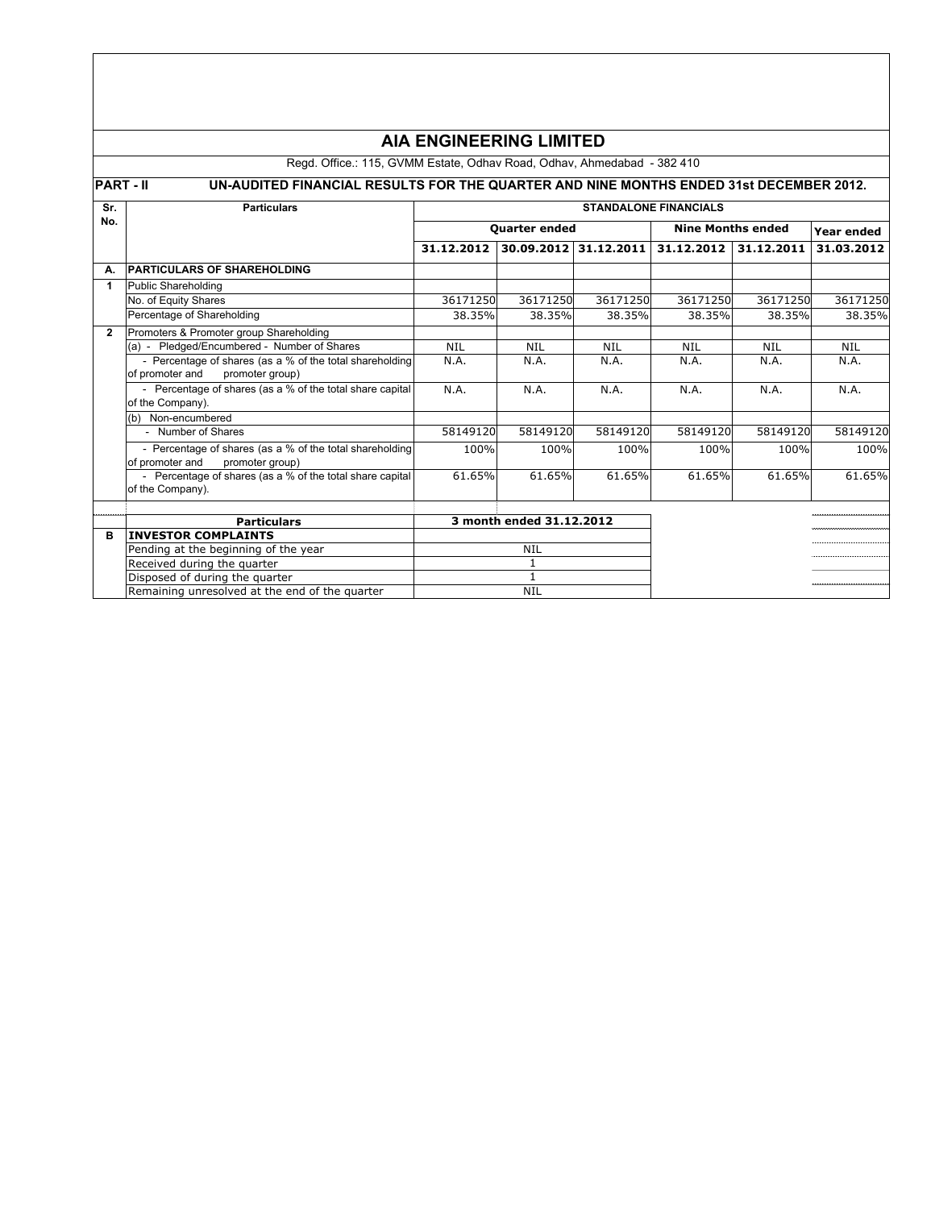# AIA ENGINEERING LIMITED

Regd. Office.: 115, GVMM Estate, Odhav Road, Odhav, Ahmedabad - 382 410

**PART - II UN-AUDITED FINANCIAL RESULTS FOR THE QUARTER AND NINE MONTHS ENDED 31st DECEMBER 2012.**

| Sr. No. | Particulars | STANDALONE FINANCIALS | | | | | |
|---|---|---|---|---|---|---|---|
| | | Quarter ended | | | Nine Months ended | | Year ended |
| | | 31.12.2012 | 30.09.2012 | 31.12.2011 | 31.12.2012 | 31.12.2011 | 31.03.2012 |
| A. | **PARTICULARS OF SHAREHOLDING** | | | | | | |
| 1 | Public Shareholding | | | | | | |
| | No. of Equity Shares | 36171250 | 36171250 | 36171250 | 36171250 | 36171250 | 36171250 |
| | Percentage of Shareholding | 38.35% | 38.35% | 38.35% | 38.35% | 38.35% | 38.35% |
| 2 | Promoters & Promoter group Shareholding | | | | | | |
| | (a) - Pledged/Encumbered - Number of Shares | NIL | NIL | NIL | NIL | NIL | NIL |
| | - Percentage of shares (as a % of the total shareholding of promoter and promoter group) | N.A. | N.A. | N.A. | N.A. | N.A. | N.A. |
| | - Percentage of shares (as a % of the total share capital of the Company). | N.A. | N.A. | N.A. | N.A. | N.A. | N.A. |
| | (b) Non-encumbered | | | | | | |
| | - Number of Shares | 58149120 | 58149120 | 58149120 | 58149120 | 58149120 | 58149120 |
| | - Percentage of shares (as a % of the total shareholding of promoter and promoter group) | 100% | 100% | 100% | 100% | 100% | 100% |
| | - Percentage of shares (as a % of the total share capital of the Company). | 61.65% | 61.65% | 61.65% | 61.65% | 61.65% | 61.65% |

| | Particulars | 3 month ended 31.12.2012 |
|---|---|---|
| B | **INVESTOR COMPLAINTS** | |
| | Pending at the beginning of the year | NIL |
| | Received during the quarter | 1 |
| | Disposed of during the quarter | 1 |
| | Remaining unresolved at the end of the quarter | NIL |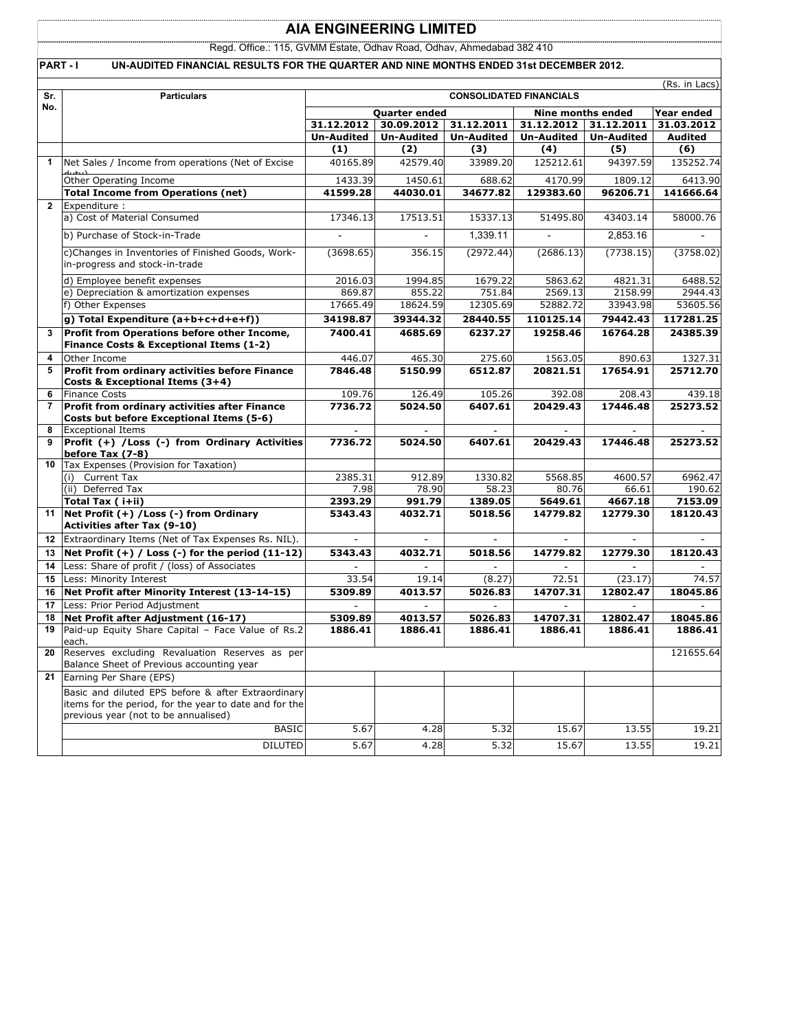# AIA ENGINEERING LIMITED

Regd. Office.: 115, GVMM Estate, Odhav Road, Odhav, Ahmedabad 382 410

**PART - I UN-AUDITED FINANCIAL RESULTS FOR THE QUARTER AND NINE MONTHS ENDED 31st DECEMBER 2012.**

(Rs. in Lacs)

| Sr. No. | Particulars | CONSOLIDATED FINANCIALS | | | | | |
|---|---|---|---|---|---|---|---|
| | | Quarter ended | | | Nine months ended | | Year ended |
| | | 31.12.2012 | 30.09.2012 | 31.12.2011 | 31.12.2012 | 31.12.2011 | 31.03.2012 |
| | | Un-Audited | Un-Audited | Un-Audited | Un-Audited | Un-Audited | Audited |
| | | (1) | (2) | (3) | (4) | (5) | (6) |
| 1 | Net Sales / Income from operations (Net of Excise duty) | 40165.89 | 42579.40 | 33989.20 | 125212.61 | 94397.59 | 135252.74 |
| | Other Operating Income | 1433.39 | 1450.61 | 688.62 | 4170.99 | 1809.12 | 6413.90 |
| | **Total Income from Operations (net)** | **41599.28** | **44030.01** | **34677.82** | **129383.60** | **96206.71** | **141666.64** |
| 2 | Expenditure : | | | | | | |
| | a) Cost of Material Consumed | 17346.13 | 17513.51 | 15337.13 | 51495.80 | 43403.14 | 58000.76 |
| | b) Purchase of Stock-in-Trade | - | - | 1,339.11 | - | 2,853.16 | - |
| | c)Changes in Inventories of Finished Goods, Work-in-progress and stock-in-trade | (3698.65) | 356.15 | (2972.44) | (2686.13) | (7738.15) | (3758.02) |
| | d) Employee benefit expenses | 2016.03 | 1994.85 | 1679.22 | 5863.62 | 4821.31 | 6488.52 |
| | e) Depreciation & amortization expenses | 869.87 | 855.22 | 751.84 | 2569.13 | 2158.99 | 2944.43 |
| | f) Other Expenses | 17665.49 | 18624.59 | 12305.69 | 52882.72 | 33943.98 | 53605.56 |
| | **g) Total Expenditure (a+b+c+d+e+f))** | **34198.87** | **39344.32** | **28440.55** | **110125.14** | **79442.43** | **117281.25** |
| 3 | **Profit from Operations before other Income, Finance Costs & Exceptional Items (1-2)** | **7400.41** | **4685.69** | **6237.27** | **19258.46** | **16764.28** | **24385.39** |
| 4 | Other Income | 446.07 | 465.30 | 275.60 | 1563.05 | 890.63 | 1327.31 |
| 5 | **Profit from ordinary activities before Finance Costs & Exceptional Items (3+4)** | **7846.48** | **5150.99** | **6512.87** | **20821.51** | **17654.91** | **25712.70** |
| 6 | Finance Costs | 109.76 | 126.49 | 105.26 | 392.08 | 208.43 | 439.18 |
| 7 | **Profit from ordinary activities after Finance Costs but before Exceptional Items (5-6)** | **7736.72** | **5024.50** | **6407.61** | **20429.43** | **17446.48** | **25273.52** |
| 8 | Exceptional Items | - | - | - | - | - | - |
| 9 | **Profit (+) /Loss (-) from Ordinary Activities before Tax (7-8)** | **7736.72** | **5024.50** | **6407.61** | **20429.43** | **17446.48** | **25273.52** |
| 10 | Tax Expenses (Provision for Taxation) | | | | | | |
| | (i) Current Tax | 2385.31 | 912.89 | 1330.82 | 5568.85 | 4600.57 | 6962.47 |
| | (ii) Deferred Tax | 7.98 | 78.90 | 58.23 | 80.76 | 66.61 | 190.62 |
| | **Total Tax ( i+ii)** | **2393.29** | **991.79** | **1389.05** | **5649.61** | **4667.18** | **7153.09** |
| 11 | **Net Profit (+) /Loss (-) from Ordinary Activities after Tax (9-10)** | **5343.43** | **4032.71** | **5018.56** | **14779.82** | **12779.30** | **18120.43** |
| 12 | Extraordinary Items (Net of Tax Expenses Rs. NIL). | - | - | - | - | - | - |
| 13 | **Net Profit (+) / Loss (-) for the period (11-12)** | **5343.43** | **4032.71** | **5018.56** | **14779.82** | **12779.30** | **18120.43** |
| 14 | Less: Share of profit / (loss) of Associates | - | - | - | - | - | - |
| 15 | Less: Minority Interest | 33.54 | 19.14 | (8.27) | 72.51 | (23.17) | 74.57 |
| 16 | **Net Profit after Minority Interest (13-14-15)** | **5309.89** | **4013.57** | **5026.83** | **14707.31** | **12802.47** | **18045.86** |
| 17 | Less: Prior Period Adjustment | - | - | - | - | - | - |
| 18 | **Net Profit after Adjustment (16-17)** | **5309.89** | **4013.57** | **5026.83** | **14707.31** | **12802.47** | **18045.86** |
| 19 | Paid-up Equity Share Capital – Face Value of Rs.2 each. | **1886.41** | **1886.41** | **1886.41** | **1886.41** | **1886.41** | **1886.41** |
| 20 | Reserves excluding Revaluation Reserves as per Balance Sheet of Previous accounting year | | | | | | 121655.64 |
| 21 | Earning Per Share (EPS) | | | | | | |
| | Basic and diluted EPS before & after Extraordinary items for the period, for the year to date and for the previous year (not to be annualised) | | | | | | |
| | BASIC | 5.67 | 4.28 | 5.32 | 15.67 | 13.55 | 19.21 |
| | DILUTED | 5.67 | 4.28 | 5.32 | 15.67 | 13.55 | 19.21 |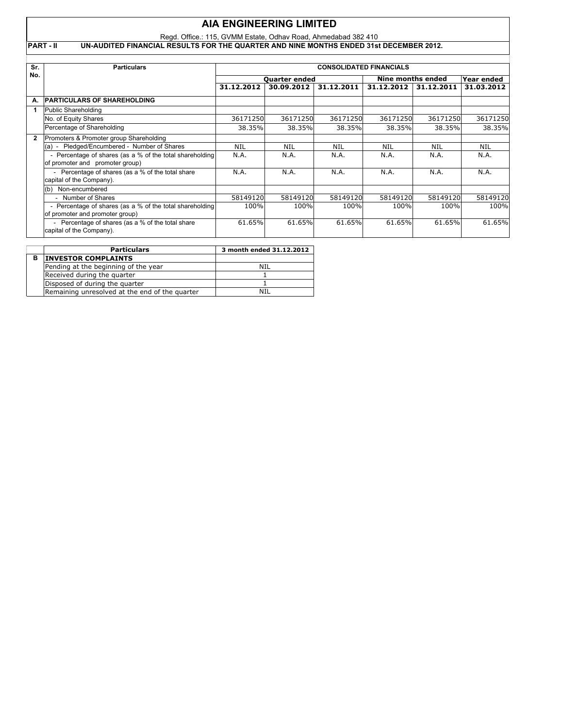# AIA ENGINEERING LIMITED

Regd. Office.: 115, GVMM Estate, Odhav Road, Ahmedabad 382 410

**PART - II UN-AUDITED FINANCIAL RESULTS FOR THE QUARTER AND NINE MONTHS ENDED 31st DECEMBER 2012.**

| Sr. No. | Particulars | CONSOLIDATED FINANCIALS | | | | | |
|---|---|---|---|---|---|---|---|
| | | Quarter ended | | | Nine months ended | | Year ended |
| | | 31.12.2012 | 30.09.2012 | 31.12.2011 | 31.12.2012 | 31.12.2011 | 31.03.2012 |
| **A.** | **PARTICULARS OF SHAREHOLDING** | | | | | | |
| **1** | Public Shareholding | | | | | | |
| | No. of Equity Shares | 36171250 | 36171250 | 36171250 | 36171250 | 36171250 | 36171250 |
| | Percentage of Shareholding | 38.35% | 38.35% | 38.35% | 38.35% | 38.35% | 38.35% |
| **2** | Promoters & Promoter group Shareholding | | | | | | |
| | (a) - Pledged/Encumbered - Number of Shares | NIL | NIL | NIL | NIL | NIL | NIL |
| | - Percentage of shares (as a % of the total shareholding of promoter and promoter group) | N.A. | N.A. | N.A. | N.A. | N.A. | N.A. |
| | - Percentage of shares (as a % of the total share capital of the Company). | N.A. | N.A. | N.A. | N.A. | N.A. | N.A. |
| | (b) Non-encumbered | | | | | | |
| | - Number of Shares | 58149120 | 58149120 | 58149120 | 58149120 | 58149120 | 58149120 |
| | - Percentage of shares (as a % of the total shareholding of promoter and promoter group) | 100% | 100% | 100% | 100% | 100% | 100% |
| | - Percentage of shares (as a % of the total share capital of the Company). | 61.65% | 61.65% | 61.65% | 61.65% | 61.65% | 61.65% |

| | Particulars | 3 month ended 31.12.2012 |
|---|---|---|
| **B** | **INVESTOR COMPLAINTS** | |
| | Pending at the beginning of the year | NIL |
| | Received during the quarter | 1 |
| | Disposed of during the quarter | 1 |
| | Remaining unresolved at the end of the quarter | NIL |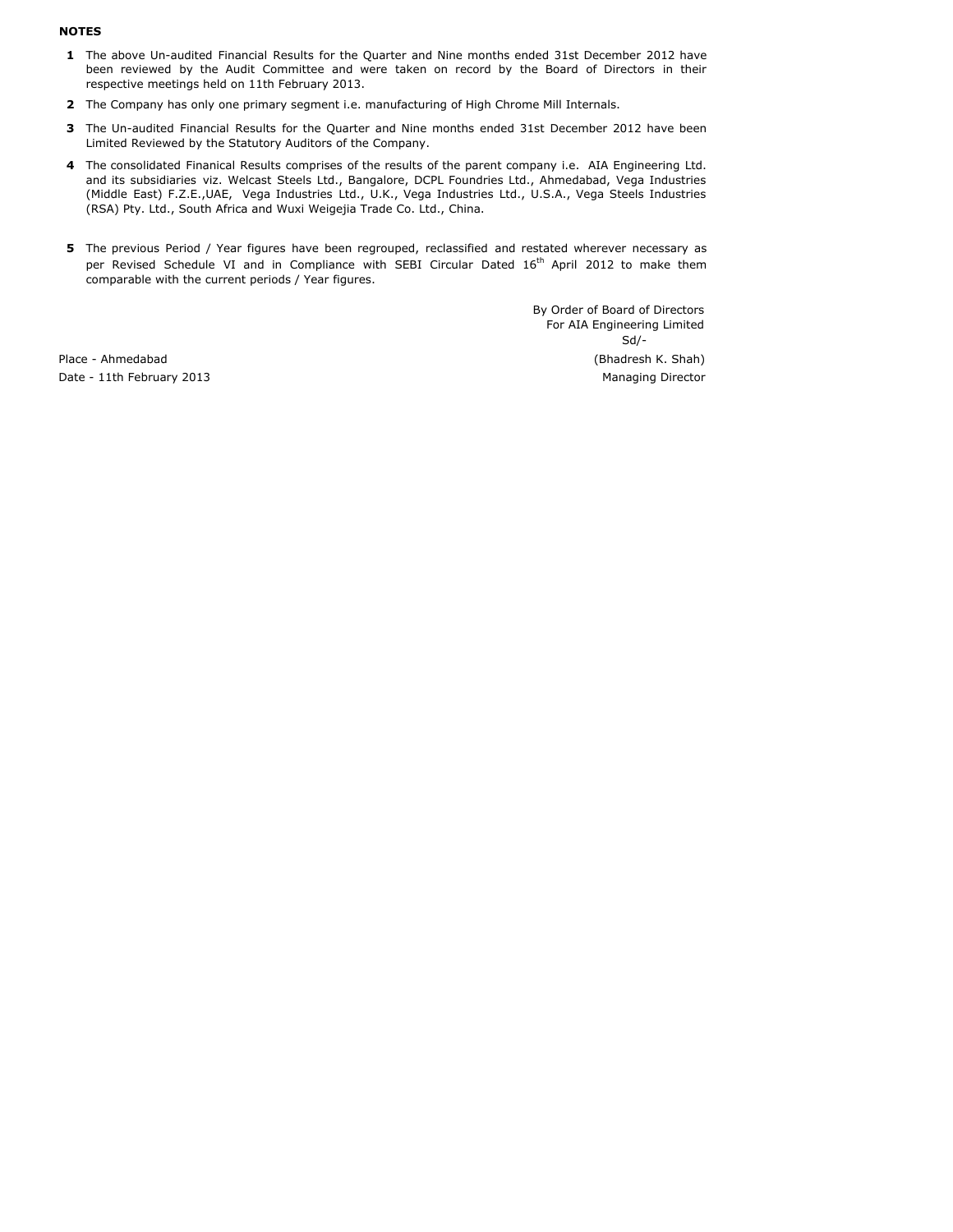**NOTES**

1. The above Un-audited Financial Results for the Quarter and Nine months ended 31st December 2012 have been reviewed by the Audit Committee and were taken on record by the Board of Directors in their respective meetings held on 11th February 2013.
2. The Company has only one primary segment i.e. manufacturing of High Chrome Mill Internals.
3. The Un-audited Financial Results for the Quarter and Nine months ended 31st December 2012 have been Limited Reviewed by the Statutory Auditors of the Company.
4. The consolidated Finanical Results comprises of the results of the parent company i.e. AIA Engineering Ltd. and its subsidiaries viz. Welcast Steels Ltd., Bangalore, DCPL Foundries Ltd., Ahmedabad, Vega Industries (Middle East) F.Z.E.,UAE, Vega Industries Ltd., U.K., Vega Industries Ltd., U.S.A., Vega Steels Industries (RSA) Pty. Ltd., South Africa and Wuxi Weigejia Trade Co. Ltd., China.
5. The previous Period / Year figures have been regrouped, reclassified and restated wherever necessary as per Revised Schedule VI and in Compliance with SEBI Circular Dated 16th April 2012 to make them comparable with the current periods / Year figures.

By Order of Board of Directors
For AIA Engineering Limited
Sd/-
(Bhadresh K. Shah)
Managing Director

Place - Ahmedabad
Date - 11th February 2013